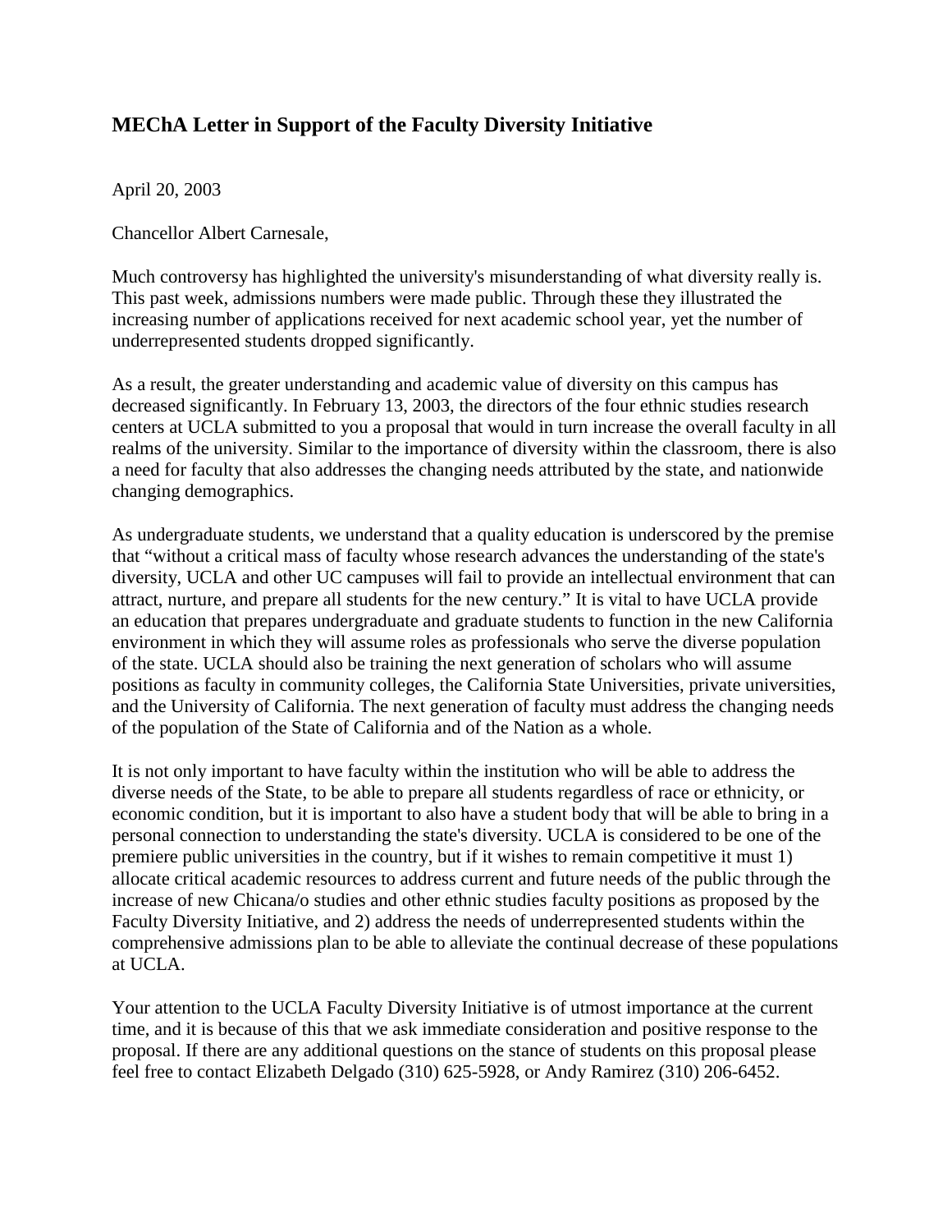# MEChA Letter in Support of the Faculty Diversity Initiative

April 20, 2003

Chancellor Albert Carnesale,

Much controversy has highlighted the university's misunderstanding of what diversity really is. This past week, admissions numbers were made public. Through these they illustrated the increasing number of applications received for next academic school year, yet the number of underrepresented students dropped significantly.

As a result, the greater understanding and academic value of diversity on this campus has decreased significantly. In February 13, 2003, the directors of the four ethnic studies research centers at UCLA submitted to you a proposal that would in turn increase the overall faculty in all realms of the university. Similar to the importance of diversity within the classroom, there is also a need for faculty that also addresses the changing needs attributed by the state, and nationwide changing demographics.

As undergraduate students, we understand that a quality education is underscored by the premise that "without a critical mass of faculty whose research advances the understanding of the state's diversity, UCLA and other UC campuses will fail to provide an intellectual environment that can attract, nurture, and prepare all students for the new century." It is vital to have UCLA provide an education that prepares undergraduate and graduate students to function in the new California environment in which they will assume roles as professionals who serve the diverse population of the state. UCLA should also be training the next generation of scholars who will assume positions as faculty in community colleges, the California State Universities, private universities, and the University of California. The next generation of faculty must address the changing needs of the population of the State of California and of the Nation as a whole.

It is not only important to have faculty within the institution who will be able to address the diverse needs of the State, to be able to prepare all students regardless of race or ethnicity, or economic condition, but it is important to also have a student body that will be able to bring in a personal connection to understanding the state's diversity. UCLA is considered to be one of the premiere public universities in the country, but if it wishes to remain competitive it must 1) allocate critical academic resources to address current and future needs of the public through the increase of new Chicana/o studies and other ethnic studies faculty positions as proposed by the Faculty Diversity Initiative, and 2) address the needs of underrepresented students within the comprehensive admissions plan to be able to alleviate the continual decrease of these populations at UCLA.

Your attention to the UCLA Faculty Diversity Initiative is of utmost importance at the current time, and it is because of this that we ask immediate consideration and positive response to the proposal. If there are any additional questions on the stance of students on this proposal please feel free to contact Elizabeth Delgado (310) 625-5928, or Andy Ramirez (310) 206-6452.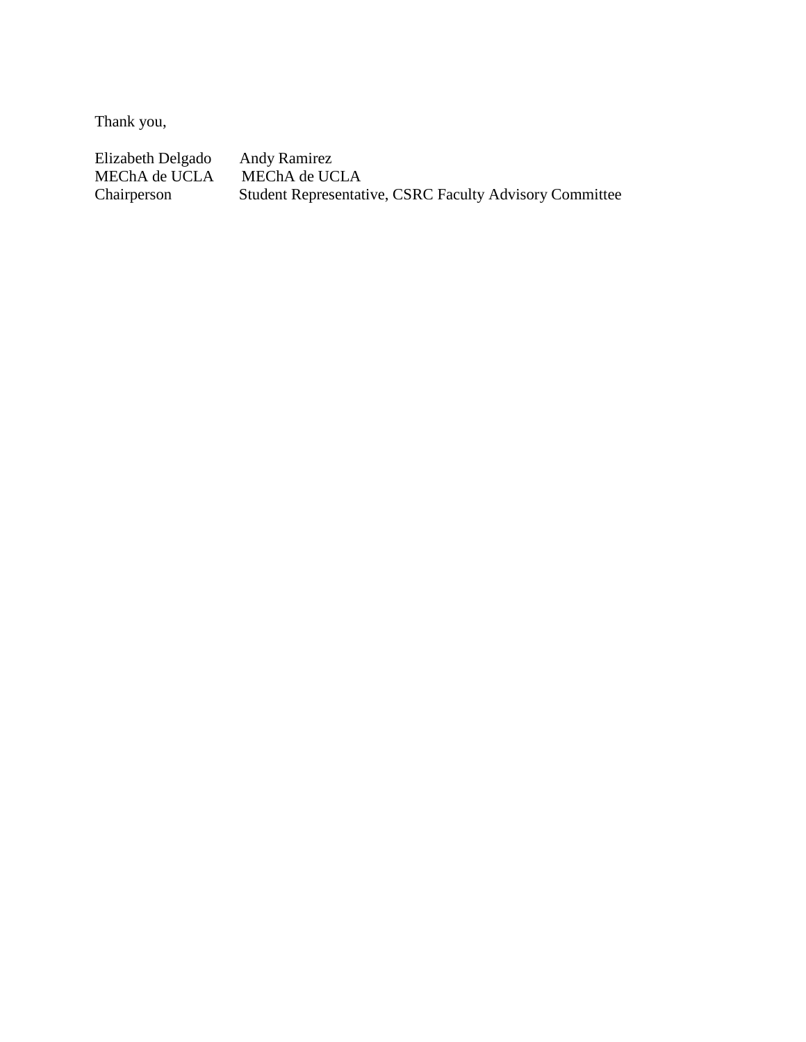Thank you,

| | |
|---|---|
| Elizabeth Delgado | Andy Ramirez |
| MEChA de UCLA | MEChA de UCLA |
| Chairperson | Student Representative, CSRC Faculty Advisory Committee |